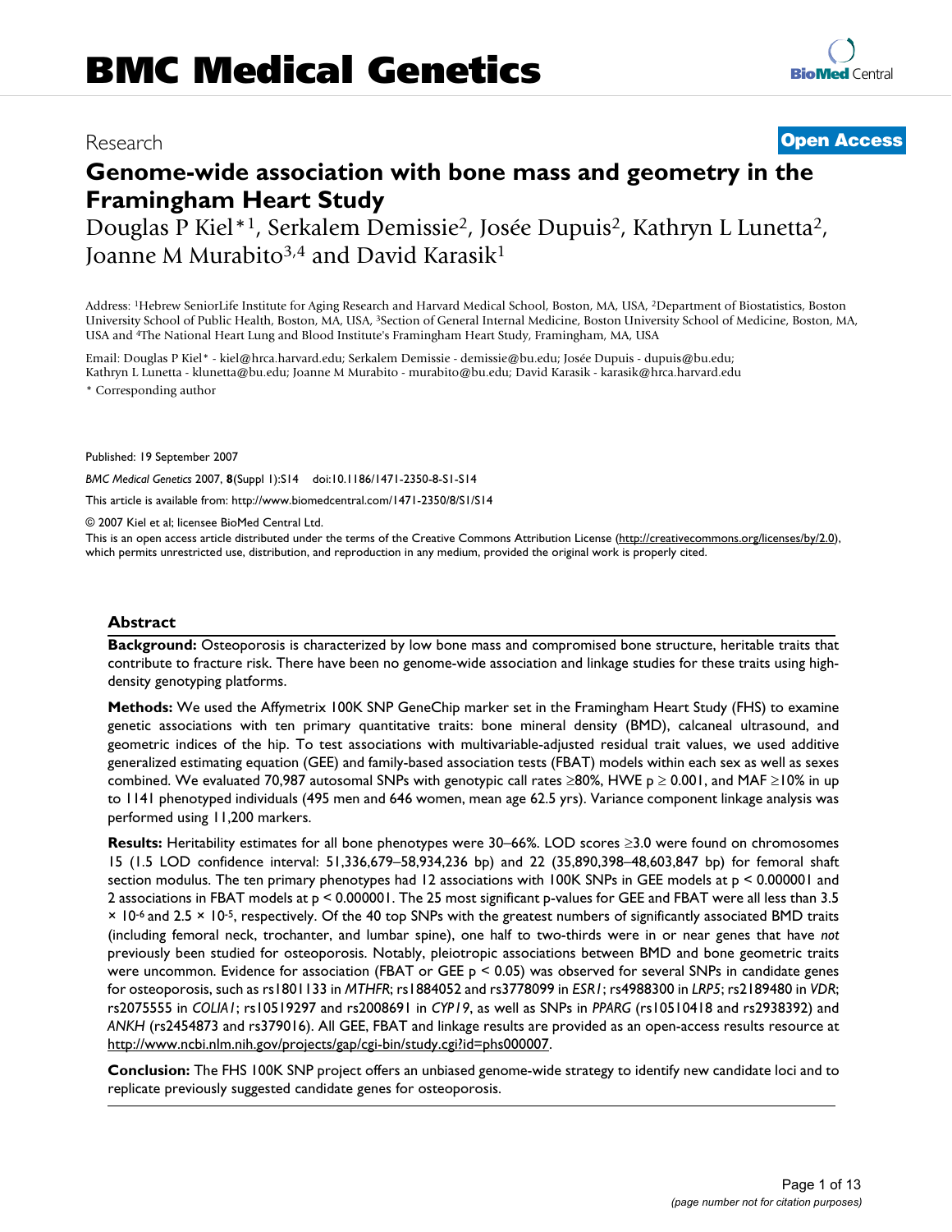# BMC Medical Genetics

Research **Open Access**

# Genome-wide association with bone mass and geometry in the Framingham Heart Study

Douglas P Kiel*[1], Serkalem Demissie[2], Josée Dupuis[2], Kathryn L Lunetta[2], Joanne M Murabito[3,4] and David Karasik[1]

Address: [1]Hebrew SeniorLife Institute for Aging Research and Harvard Medical School, Boston, MA, USA, [2]Department of Biostatistics, Boston University School of Public Health, Boston, MA, USA, [3]Section of General Internal Medicine, Boston University School of Medicine, Boston, MA, USA and [4]The National Heart Lung and Blood Institute's Framingham Heart Study, Framingham, MA, USA

Email: Douglas P Kiel* - kiel@hrca.harvard.edu; Serkalem Demissie - demissie@bu.edu; Josée Dupuis - dupuis@bu.edu; Kathryn L Lunetta - klunetta@bu.edu; Joanne M Murabito - murabito@bu.edu; David Karasik - karasik@hrca.harvard.edu

* Corresponding author

Published: 19 September 2007

*BMC Medical Genetics* 2007, **8**(Suppl 1):S14 doi:10.1186/1471-2350-8-S1-S14

This article is available from: http://www.biomedcentral.com/1471-2350/8/S1/S14

© 2007 Kiel et al; licensee BioMed Central Ltd.

This is an open access article distributed under the terms of the Creative Commons Attribution License (http://creativecommons.org/licenses/by/2.0), which permits unrestricted use, distribution, and reproduction in any medium, provided the original work is properly cited.

## Abstract

**Background:** Osteoporosis is characterized by low bone mass and compromised bone structure, heritable traits that contribute to fracture risk. There have been no genome-wide association and linkage studies for these traits using high-density genotyping platforms.

**Methods:** We used the Affymetrix 100K SNP GeneChip marker set in the Framingham Heart Study (FHS) to examine genetic associations with ten primary quantitative traits: bone mineral density (BMD), calcaneal ultrasound, and geometric indices of the hip. To test associations with multivariable-adjusted residual trait values, we used additive generalized estimating equation (GEE) and family-based association tests (FBAT) models within each sex as well as sexes combined. We evaluated 70,987 autosomal SNPs with genotypic call rates ≥80%, HWE $p \geq 0.001$, and MAF ≥10% in up to 1141 phenotyped individuals (495 men and 646 women, mean age 62.5 yrs). Variance component linkage analysis was performed using 11,200 markers.

**Results:** Heritability estimates for all bone phenotypes were 30–66%. LOD scores ≥3.0 were found on chromosomes 15 (1.5 LOD confidence interval: 51,336,679–58,934,236 bp) and 22 (35,890,398–48,603,847 bp) for femoral shaft section modulus. The ten primary phenotypes had 12 associations with 100K SNPs in GEE models at $p < 0.000001$ and 2 associations in FBAT models at $p < 0.000001$. The 25 most significant p-values for GEE and FBAT were all less than $3.5 \times 10^{-6}$ and $2.5 \times 10^{-5}$, respectively. Of the 40 top SNPs with the greatest numbers of significantly associated BMD traits (including femoral neck, trochanter, and lumbar spine), one half to two-thirds were in or near genes that have *not* previously been studied for osteoporosis. Notably, pleiotropic associations between BMD and bone geometric traits were uncommon. Evidence for association (FBAT or GEE $p < 0.05$) was observed for several SNPs in candidate genes for osteoporosis, such as rs1801133 in *MTHFR*; rs1884052 and rs3778099 in *ESR1*; rs4988300 in *LRP5*; rs2189480 in *VDR*; rs2075555 in *COLIA1*; rs10519297 and rs2008691 in *CYP19*, as well as SNPs in *PPARG* (rs10510418 and rs2938392) and *ANKH* (rs2454873 and rs379016). All GEE, FBAT and linkage results are provided as an open-access results resource at http://www.ncbi.nlm.nih.gov/projects/gap/cgi-bin/study.cgi?id=phs000007.

**Conclusion:** The FHS 100K SNP project offers an unbiased genome-wide strategy to identify new candidate loci and to replicate previously suggested candidate genes for osteoporosis.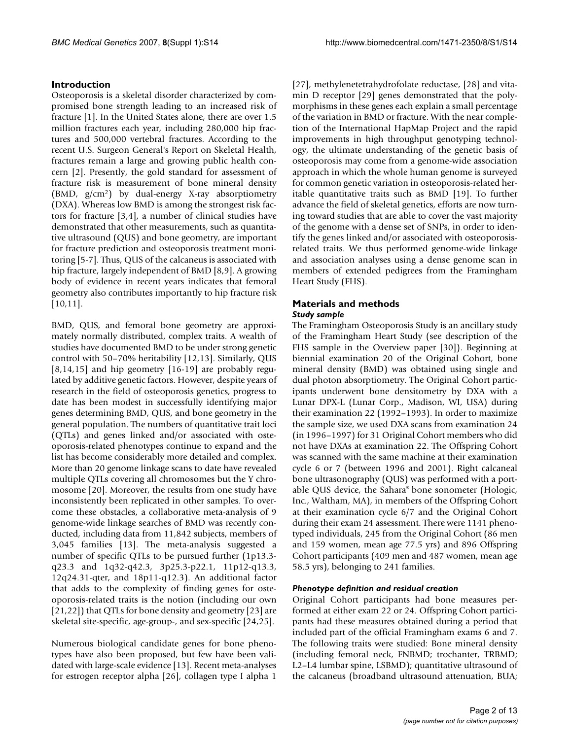## Introduction

Osteoporosis is a skeletal disorder characterized by compromised bone strength leading to an increased risk of fracture [1]. In the United States alone, there are over 1.5 million fractures each year, including 280,000 hip fractures and 500,000 vertebral fractures. According to the recent U.S. Surgeon General's Report on Skeletal Health, fractures remain a large and growing public health concern [2]. Presently, the gold standard for assessment of fracture risk is measurement of bone mineral density (BMD, $g/cm^2$) by dual-energy X-ray absorptiometry (DXA). Whereas low BMD is among the strongest risk factors for fracture [3,4], a number of clinical studies have demonstrated that other measurements, such as quantitative ultrasound (QUS) and bone geometry, are important for fracture prediction and osteoporosis treatment monitoring [5-7]. Thus, QUS of the calcaneus is associated with hip fracture, largely independent of BMD [8,9]. A growing body of evidence in recent years indicates that femoral geometry also contributes importantly to hip fracture risk [10,11].

BMD, QUS, and femoral bone geometry are approximately normally distributed, complex traits. A wealth of studies have documented BMD to be under strong genetic control with 50–70% heritability [12,13]. Similarly, QUS [8,14,15] and hip geometry [16-19] are probably regulated by additive genetic factors. However, despite years of research in the field of osteoporosis genetics, progress to date has been modest in successfully identifying major genes determining BMD, QUS, and bone geometry in the general population. The numbers of quantitative trait loci (QTLs) and genes linked and/or associated with osteoporosis-related phenotypes continue to expand and the list has become considerably more detailed and complex. More than 20 genome linkage scans to date have revealed multiple QTLs covering all chromosomes but the Y chromosome [20]. Moreover, the results from one study have inconsistently been replicated in other samples. To overcome these obstacles, a collaborative meta-analysis of 9 genome-wide linkage searches of BMD was recently conducted, including data from 11,842 subjects, members of 3,045 families [13]. The meta-analysis suggested a number of specific QTLs to be pursued further (1p13.3-q23.3 and 1q32-q42.3, 3p25.3-p22.1, 11p12-q13.3, 12q24.31-qter, and 18p11-q12.3). An additional factor that adds to the complexity of finding genes for osteoporosis-related traits is the notion (including our own [21,22]) that QTLs for bone density and geometry [23] are skeletal site-specific, age-group-, and sex-specific [24,25].

Numerous biological candidate genes for bone phenotypes have also been proposed, but few have been validated with large-scale evidence [13]. Recent meta-analyses for estrogen receptor alpha [26], collagen type I alpha 1 [27], methylenetetrahydrofolate reductase, [28] and vitamin D receptor [29] genes demonstrated that the polymorphisms in these genes each explain a small percentage of the variation in BMD or fracture. With the near completion of the International HapMap Project and the rapid improvements in high throughput genotyping technology, the ultimate understanding of the genetic basis of osteoporosis may come from a genome-wide association approach in which the whole human genome is surveyed for common genetic variation in osteoporosis-related heritable quantitative traits such as BMD [19]. To further advance the field of skeletal genetics, efforts are now turning toward studies that are able to cover the vast majority of the genome with a dense set of SNPs, in order to identify the genes linked and/or associated with osteoporosis-related traits. We thus performed genome-wide linkage and association analyses using a dense genome scan in members of extended pedigrees from the Framingham Heart Study (FHS).

## Materials and methods

### *Study sample*

The Framingham Osteoporosis Study is an ancillary study of the Framingham Heart Study (see description of the FHS sample in the Overview paper [30]). Beginning at biennial examination 20 of the Original Cohort, bone mineral density (BMD) was obtained using single and dual photon absorptiometry. The Original Cohort participants underwent bone densitometry by DXA with a Lunar DPX-L (Lunar Corp., Madison, WI, USA) during their examination 22 (1992–1993). In order to maximize the sample size, we used DXA scans from examination 24 (in 1996–1997) for 31 Original Cohort members who did not have DXAs at examination 22. The Offspring Cohort was scanned with the same machine at their examination cycle 6 or 7 (between 1996 and 2001). Right calcaneal bone ultrasonography (QUS) was performed with a portable QUS device, the Sahara® bone sonometer (Hologic, Inc., Waltham, MA), in members of the Offspring Cohort at their examination cycle 6/7 and the Original Cohort during their exam 24 assessment. There were 1141 phenotyped individuals, 245 from the Original Cohort (86 men and 159 women, mean age 77.5 yrs) and 896 Offspring Cohort participants (409 men and 487 women, mean age 58.5 yrs), belonging to 241 families.

### *Phenotype definition and residual creation*

Original Cohort participants had bone measures performed at either exam 22 or 24. Offspring Cohort participants had these measures obtained during a period that included part of the official Framingham exams 6 and 7. The following traits were studied: Bone mineral density (including femoral neck, FNBMD; trochanter, TRBMD; L2–L4 lumbar spine, LSBMD); quantitative ultrasound of the calcaneus (broadband ultrasound attenuation, BUA;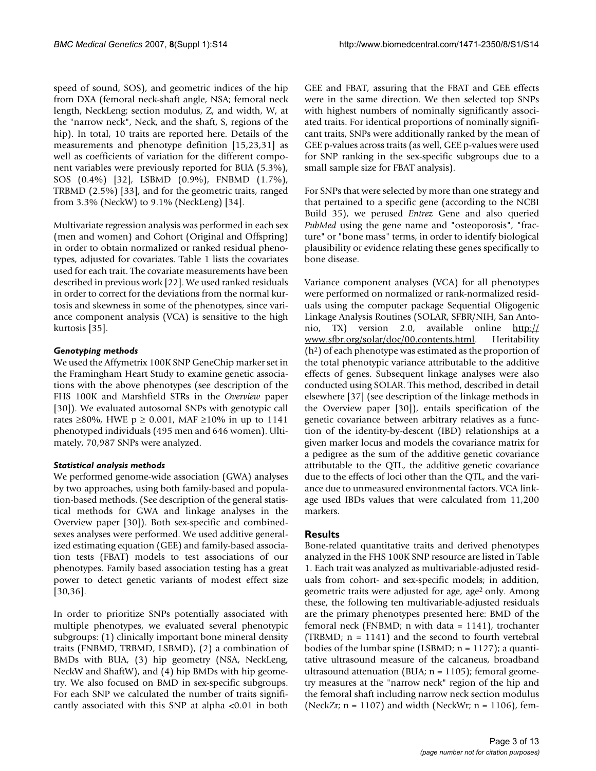speed of sound, SOS), and geometric indices of the hip from DXA (femoral neck-shaft angle, NSA; femoral neck length, NeckLeng; section modulus, Z, and width, W, at the "narrow neck", Neck, and the shaft, S, regions of the hip). In total, 10 traits are reported here. Details of the measurements and phenotype definition [15,23,31] as well as coefficients of variation for the different component variables were previously reported for BUA (5.3%), SOS (0.4%) [32], LSBMD (0.9%), FNBMD (1.7%), TRBMD (2.5%) [33], and for the geometric traits, ranged from 3.3% (NeckW) to 9.1% (NeckLeng) [34].

Multivariate regression analysis was performed in each sex (men and women) and Cohort (Original and Offspring) in order to obtain normalized or ranked residual phenotypes, adjusted for covariates. Table 1 lists the covariates used for each trait. The covariate measurements have been described in previous work [22]. We used ranked residuals in order to correct for the deviations from the normal kurtosis and skewness in some of the phenotypes, since variance component analysis (VCA) is sensitive to the high kurtosis [35].

### *Genotyping methods*

We used the Affymetrix 100K SNP GeneChip marker set in the Framingham Heart Study to examine genetic associations with the above phenotypes (see description of the FHS 100K and Marshfield STRs in the *Overview* paper [30]). We evaluated autosomal SNPs with genotypic call rates ≥80%, HWE $p \geq 0.001$, MAF ≥10% in up to 1141 phenotyped individuals (495 men and 646 women). Ultimately, 70,987 SNPs were analyzed.

### *Statistical analysis methods*

We performed genome-wide association (GWA) analyses by two approaches, using both family-based and population-based methods. (See description of the general statistical methods for GWA and linkage analyses in the Overview paper [30]). Both sex-specific and combined-sexes analyses were performed. We used additive generalized estimating equation (GEE) and family-based association tests (FBAT) models to test associations of our phenotypes. Family based association testing has a great power to detect genetic variants of modest effect size [30,36].

In order to prioritize SNPs potentially associated with multiple phenotypes, we evaluated several phenotypic subgroups: (1) clinically important bone mineral density traits (FNBMD, TRBMD, LSBMD), (2) a combination of BMDs with BUA, (3) hip geometry (NSA, NeckLeng, NeckW and ShaftW), and (4) hip BMDs with hip geometry. We also focused on BMD in sex-specific subgroups. For each SNP we calculated the number of traits significantly associated with this SNP at alpha <0.01 in both GEE and FBAT, assuring that the FBAT and GEE effects were in the same direction. We then selected top SNPs with highest numbers of nominally significantly associated traits. For identical proportions of nominally significant traits, SNPs were additionally ranked by the mean of GEE p-values across traits (as well, GEE p-values were used for SNP ranking in the sex-specific subgroups due to a small sample size for FBAT analysis).

For SNPs that were selected by more than one strategy and that pertained to a specific gene (according to the NCBI Build 35), we perused *Entrez* Gene and also queried *PubMed* using the gene name and "osteoporosis", "fracture" or "bone mass" terms, in order to identify biological plausibility or evidence relating these genes specifically to bone disease.

Variance component analyses (VCA) for all phenotypes were performed on normalized or rank-normalized residuals using the computer package Sequential Oligogenic Linkage Analysis Routines (SOLAR, SFBR/NIH, San Antonio, TX) version 2.0, available online http://www.sfbr.org/solar/doc/00.contents.html. Heritability ($h^2$) of each phenotype was estimated as the proportion of the total phenotypic variance attributable to the additive effects of genes. Subsequent linkage analyses were also conducted using SOLAR. This method, described in detail elsewhere [37] (see description of the linkage methods in the Overview paper [30]), entails specification of the genetic covariance between arbitrary relatives as a function of the identity-by-descent (IBD) relationships at a given marker locus and models the covariance matrix for a pedigree as the sum of the additive genetic covariance attributable to the QTL, the additive genetic covariance due to the effects of loci other than the QTL, and the variance due to unmeasured environmental factors. VCA linkage used IBDs values that were calculated from 11,200 markers.

## Results

Bone-related quantitative traits and derived phenotypes analyzed in the FHS 100K SNP resource are listed in Table 1. Each trait was analyzed as multivariable-adjusted residuals from cohort- and sex-specific models; in addition, geometric traits were adjusted for age, age$^2$ only. Among these, the following ten multivariable-adjusted residuals are the primary phenotypes presented here: BMD of the femoral neck (FNBMD; n with data = 1141), trochanter (TRBMD; n = 1141) and the second to fourth vertebral bodies of the lumbar spine (LSBMD; n = 1127); a quantitative ultrasound measure of the calcaneus, broadband ultrasound attenuation (BUA; n = 1105); femoral geometry measures at the "narrow neck" region of the hip and the femoral shaft including narrow neck section modulus (NeckZr; n = 1107) and width (NeckWr; n = 1106), fem-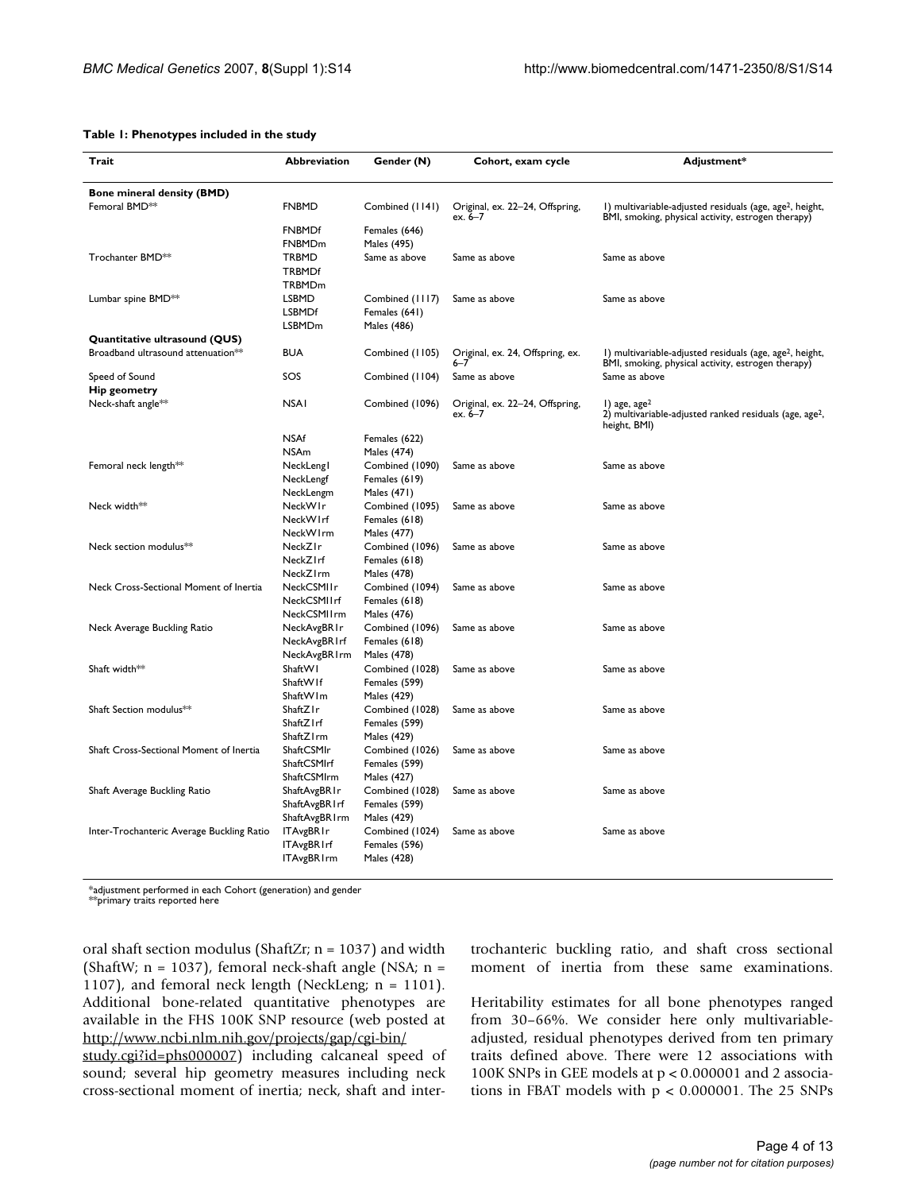**Table 1: Phenotypes included in the study**

| Trait | Abbreviation | Gender (N) | Cohort, exam cycle | Adjustment* |
|---|---|---|---|---|
| **Bone mineral density (BMD)** | | | | |
| Femoral BMD** | FNBMD | Combined (1141) | Original, ex. 22–24, Offspring, ex. 6–7 | 1) multivariable-adjusted residuals (age, age$^2$, height, BMI, smoking, physical activity, estrogen therapy) |
| | FNBMDf | Females (646) | | |
| | FNBMDm | Males (495) | | |
| Trochanter BMD** | TRBMD | Same as above | Same as above | Same as above |
| | TRBMDf | | | |
| | TRBMDm | | | |
| Lumbar spine BMD** | LSBMD | Combined (1117) | Same as above | Same as above |
| | LSBMDf | Females (641) | | |
| | LSBMDm | Males (486) | | |
| **Quantitative ultrasound (QUS)** | | | | |
| Broadband ultrasound attenuation** | BUA | Combined (1105) | Original, ex. 24, Offspring, ex. 6–7 | 1) multivariable-adjusted residuals (age, age$^2$, height, BMI, smoking, physical activity, estrogen therapy) |
| Speed of Sound | SOS | Combined (1104) | Same as above | Same as above |
| **Hip geometry** | | | | |
| Neck-shaft angle** | NSA1 | Combined (1096) | Original, ex. 22–24, Offspring, ex. 6–7 | 1) age, age$^2$ 2) multivariable-adjusted ranked residuals (age, age$^2$, height, BMI) |
| | NSAf | Females (622) | | |
| | NSAm | Males (474) | | |
| Femoral neck length** | NeckLeng1 | Combined (1090) | Same as above | Same as above |
| | NeckLengf | Females (619) | | |
| | NeckLengm | Males (471) | | |
| Neck width** | NeckW1r | Combined (1095) | Same as above | Same as above |
| | NeckW1rf | Females (618) | | |
| | NeckW1rm | Males (477) | | |
| Neck section modulus** | NeckZ1r | Combined (1096) | Same as above | Same as above |
| | NeckZ1rf | Females (618) | | |
| | NeckZ1rm | Males (478) | | |
| Neck Cross-Sectional Moment of Inertia | NeckCSMI1r | Combined (1094) | Same as above | Same as above |
| | NeckCSMI1rf | Females (618) | | |
| | NeckCSMI1rm | Males (476) | | |
| Neck Average Buckling Ratio | NeckAvgBR1r | Combined (1096) | Same as above | Same as above |
| | NeckAvgBR1rf | Females (618) | | |
| | NeckAvgBR1rm | Males (478) | | |
| Shaft width** | ShaftW1 | Combined (1028) | Same as above | Same as above |
| | ShaftW1f | Females (599) | | |
| | ShaftW1m | Males (429) | | |
| Shaft Section modulus** | ShaftZ1r | Combined (1028) | Same as above | Same as above |
| | ShaftZ1rf | Females (599) | | |
| | ShaftZ1rm | Males (429) | | |
| Shaft Cross-Sectional Moment of Inertia | ShaftCSMIr | Combined (1026) | Same as above | Same as above |
| | ShaftCSMIrf | Females (599) | | |
| | ShaftCSMIrm | Males (427) | | |
| Shaft Average Buckling Ratio | ShaftAvgBR1r | Combined (1028) | Same as above | Same as above |
| | ShaftAvgBR1rf | Females (599) | | |
| | ShaftAvgBR1rm | Males (429) | | |
| Inter-Trochanteric Average Buckling Ratio | ITAvgBR1r | Combined (1024) | Same as above | Same as above |
| | ITAvgBR1rf | Females (596) | | |
| | ITAvgBR1rm | Males (428) | | |

*adjustment performed in each Cohort (generation) and gender
**primary traits reported here

oral shaft section modulus (ShaftZr; n = 1037) and width (ShaftW; n = 1037), femoral neck-shaft angle (NSA; n = 1107), and femoral neck length (NeckLeng; n = 1101). Additional bone-related quantitative phenotypes are available in the FHS 100K SNP resource (web posted at http://www.ncbi.nlm.nih.gov/projects/gap/cgi-bin/study.cgi?id=phs000007) including calcaneal speed of sound; several hip geometry measures including neck cross-sectional moment of inertia; neck, shaft and inter-trochanteric buckling ratio, and shaft cross sectional moment of inertia from these same examinations.

Heritability estimates for all bone phenotypes ranged from 30–66%. We consider here only multivariable-adjusted, residual phenotypes derived from ten primary traits defined above. There were 12 associations with 100K SNPs in GEE models at $p < 0.000001$ and 2 associations in FBAT models with $p < 0.000001$. The 25 SNPs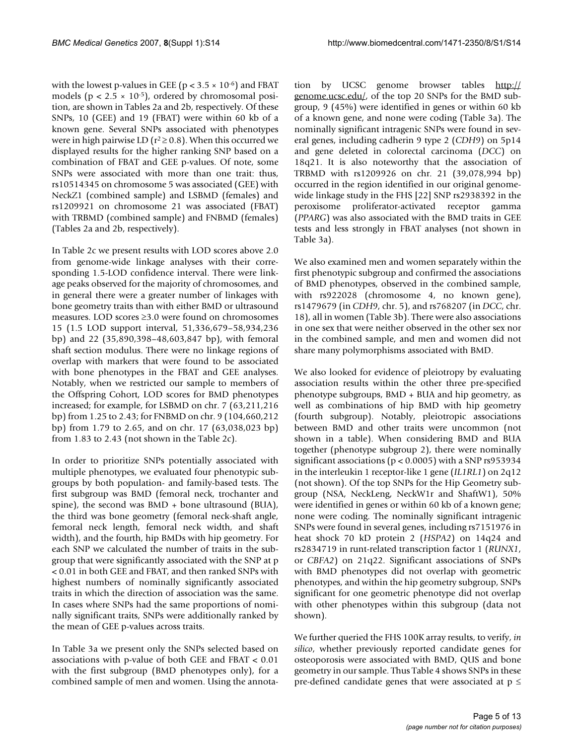with the lowest p-values in GEE ($p < 3.5 \times 10^{-6}$) and FBAT models ($p < 2.5 \times 10^{-5}$), ordered by chromosomal position, are shown in Tables 2a and 2b, respectively. Of these SNPs, 10 (GEE) and 19 (FBAT) were within 60 kb of a known gene. Several SNPs associated with phenotypes were in high pairwise LD ($r^2 \geq 0.8$). When this occurred we displayed results for the higher ranking SNP based on a combination of FBAT and GEE p-values. Of note, some SNPs were associated with more than one trait: thus, rs10514345 on chromosome 5 was associated (GEE) with NeckZ1 (combined sample) and LSBMD (females) and rs1209921 on chromosome 21 was associated (FBAT) with TRBMD (combined sample) and FNBMD (females) (Tables 2a and 2b, respectively).

In Table 2c we present results with LOD scores above 2.0 from genome-wide linkage analyses with their corresponding 1.5-LOD confidence interval. There were linkage peaks observed for the majority of chromosomes, and in general there were a greater number of linkages with bone geometry traits than with either BMD or ultrasound measures. LOD scores ≥3.0 were found on chromosomes 15 (1.5 LOD support interval, 51,336,679–58,934,236 bp) and 22 (35,890,398–48,603,847 bp), with femoral shaft section modulus. There were no linkage regions of overlap with markers that were found to be associated with bone phenotypes in the FBAT and GEE analyses. Notably, when we restricted our sample to members of the Offspring Cohort, LOD scores for BMD phenotypes increased; for example, for LSBMD on chr. 7 (63,211,216 bp) from 1.25 to 2.43; for FNBMD on chr. 9 (104,660,212 bp) from 1.79 to 2.65, and on chr. 17 (63,038,023 bp) from 1.83 to 2.43 (not shown in the Table 2c).

In order to prioritize SNPs potentially associated with multiple phenotypes, we evaluated four phenotypic subgroups by both population- and family-based tests. The first subgroup was BMD (femoral neck, trochanter and spine), the second was BMD + bone ultrasound (BUA), the third was bone geometry (femoral neck-shaft angle, femoral neck length, femoral neck width, and shaft width), and the fourth, hip BMDs with hip geometry. For each SNP we calculated the number of traits in the subgroup that were significantly associated with the SNP at $p < 0.01$ in both GEE and FBAT, and then ranked SNPs with highest numbers of nominally significantly associated traits in which the direction of association was the same. In cases where SNPs had the same proportions of nominally significant traits, SNPs were additionally ranked by the mean of GEE p-values across traits.

In Table 3a we present only the SNPs selected based on associations with p-value of both GEE and FBAT < 0.01 with the first subgroup (BMD phenotypes only), for a combined sample of men and women. Using the annotation by UCSC genome browser tables http://genome.ucsc.edu/, of the top 20 SNPs for the BMD subgroup, 9 (45%) were identified in genes or within 60 kb of a known gene, and none were coding (Table 3a). The nominally significant intragenic SNPs were found in several genes, including cadherin 9 type 2 (*CDH9*) on 5p14 and gene deleted in colorectal carcinoma (*DCC*) on 18q21. It is also noteworthy that the association of TRBMD with rs1209926 on chr. 21 (39,078,994 bp) occurred in the region identified in our original genome-wide linkage study in the FHS [22] SNP rs2938392 in the peroxisome proliferator-activated receptor gamma (*PPARG*) was also associated with the BMD traits in GEE tests and less strongly in FBAT analyses (not shown in Table 3a).

We also examined men and women separately within the first phenotypic subgroup and confirmed the associations of BMD phenotypes, observed in the combined sample, with rs922028 (chromosome 4, no known gene), rs1479679 (in *CDH9*, chr. 5), and rs768207 (in *DCC*, chr. 18), all in women (Table 3b). There were also associations in one sex that were neither observed in the other sex nor in the combined sample, and men and women did not share many polymorphisms associated with BMD.

We also looked for evidence of pleiotropy by evaluating association results within the other three pre-specified phenotype subgroups, BMD + BUA and hip geometry, as well as combinations of hip BMD with hip geometry (fourth subgroup). Notably, pleiotropic associations between BMD and other traits were uncommon (not shown in a table). When considering BMD and BUA together (phenotype subgroup 2), there were nominally significant associations ($p < 0.0005$) with a SNP rs953934 in the interleukin 1 receptor-like 1 gene (*IL1RL1*) on 2q12 (not shown). Of the top SNPs for the Hip Geometry subgroup (NSA, NeckLeng, NeckW1r and ShaftW1), 50% were identified in genes or within 60 kb of a known gene; none were coding. The nominally significant intragenic SNPs were found in several genes, including rs7151976 in heat shock 70 kD protein 2 (*HSPA2*) on 14q24 and rs2834719 in runt-related transcription factor 1 (*RUNX1*, or *CBFA2*) on 21q22. Significant associations of SNPs with BMD phenotypes did not overlap with geometric phenotypes, and within the hip geometry subgroup, SNPs significant for one geometric phenotype did not overlap with other phenotypes within this subgroup (data not shown).

We further queried the FHS 100K array results, to verify, *in silico*, whether previously reported candidate genes for osteoporosis were associated with BMD, QUS and bone geometry in our sample. Thus Table 4 shows SNPs in these pre-defined candidate genes that were associated at p ≤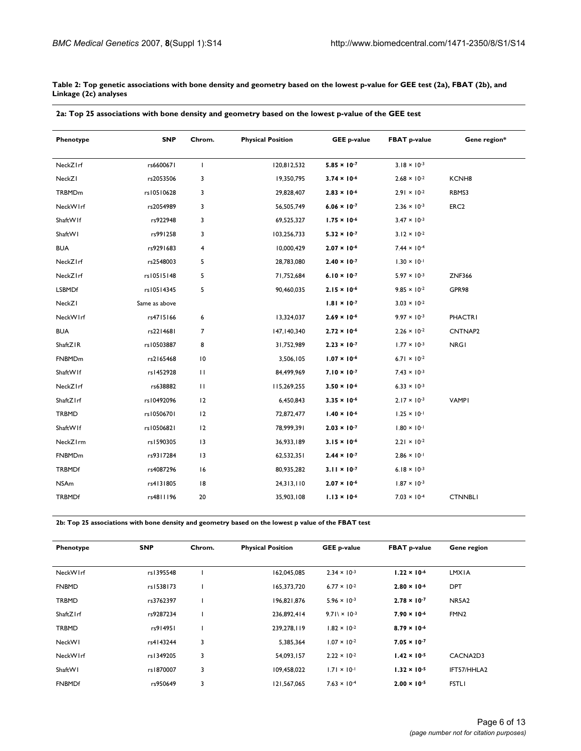**Table 2: Top genetic associations with bone density and geometry based on the lowest p-value for GEE test (2a), FBAT (2b), and Linkage (2c) analyses**

**2a: Top 25 associations with bone density and geometry based on the lowest p-value of the GEE test**

| Phenotype | SNP | Chrom. | Physical Position | GEE p-value | FBAT p-value | Gene region* |
|---|---|---|---|---|---|---|
| NeckZ1rf | rs6600671 | 1 | 120,812,532 | **$5.85 \times 10^{-7}$** | $3.18 \times 10^{-3}$ | |
| NeckZ1 | rs2053506 | 3 | 19,350,795 | **$3.74 \times 10^{-6}$** | $2.68 \times 10^{-2}$ | KCNH8 |
| TRBMDm | rs10510628 | 3 | 29,828,407 | **$2.83 \times 10^{-6}$** | $2.91 \times 10^{-2}$ | RBMS3 |
| NeckW1rf | rs2054989 | 3 | 56,505,749 | **$6.06 \times 10^{-7}$** | $2.36 \times 10^{-3}$ | ERC2 |
| ShaftW1f | rs922948 | 3 | 69,525,327 | **$1.75 \times 10^{-6}$** | $3.47 \times 10^{-3}$ | |
| ShaftW1 | rs991258 | 3 | 103,256,733 | **$5.32 \times 10^{-7}$** | $3.12 \times 10^{-2}$ | |
| BUA | rs9291683 | 4 | 10,000,429 | **$2.07 \times 10^{-6}$** | $7.44 \times 10^{-4}$ | |
| NeckZ1rf | rs2548003 | 5 | 28,783,080 | **$2.40 \times 10^{-7}$** | $1.30 \times 10^{-1}$ | |
| NeckZ1rf | rs10515148 | 5 | 71,752,684 | **$6.10 \times 10^{-7}$** | $5.97 \times 10^{-3}$ | ZNF366 |
| LSBMDf | rs10514345 | 5 | 90,460,035 | **$2.15 \times 10^{-6}$** | $9.85 \times 10^{-2}$ | GPR98 |
| NeckZ1 | Same as above | | | **$1.81 \times 10^{-7}$** | $3.03 \times 10^{-2}$ | |
| NeckW1rf | rs4715166 | 6 | 13,324,037 | **$2.69 \times 10^{-6}$** | $9.97 \times 10^{-3}$ | PHACTR1 |
| BUA | rs2214681 | 7 | 147,140,340 | **$2.72 \times 10^{-6}$** | $2.26 \times 10^{-2}$ | CNTNAP2 |
| ShaftZ1R | rs10503887 | 8 | 31,752,989 | **$2.23 \times 10^{-7}$** | $1.77 \times 10^{-3}$ | NRG1 |
| FNBMDm | rs2165468 | 10 | 3,506,105 | **$1.07 \times 10^{-6}$** | $6.71 \times 10^{-2}$ | |
| ShaftW1f | rs1452928 | 11 | 84,499,969 | **$7.10 \times 10^{-7}$** | $7.43 \times 10^{-3}$ | |
| NeckZ1rf | rs638882 | 11 | 115,269,255 | **$3.50 \times 10^{-6}$** | $6.33 \times 10^{-3}$ | |
| ShaftZ1rf | rs10492096 | 12 | 6,450,843 | **$3.35 \times 10^{-6}$** | $2.17 \times 10^{-3}$ | VAMP1 |
| TRBMD | rs10506701 | 12 | 72,872,477 | **$1.40 \times 10^{-6}$** | $1.25 \times 10^{-1}$ | |
| ShaftW1f | rs10506821 | 12 | 78,999,391 | **$2.03 \times 10^{-7}$** | $1.80 \times 10^{-1}$ | |
| NeckZ1rm | rs1590305 | 13 | 36,933,189 | **$3.15 \times 10^{-6}$** | $2.21 \times 10^{-2}$ | |
| FNBMDm | rs9317284 | 13 | 62,532,351 | **$2.44 \times 10^{-7}$** | $2.86 \times 10^{-1}$ | |
| TRBMDf | rs4087296 | 16 | 80,935,282 | **$3.11 \times 10^{-7}$** | $6.18 \times 10^{-3}$ | |
| NSAm | rs4131805 | 18 | 24,313,110 | **$2.07 \times 10^{-6}$** | $1.87 \times 10^{-3}$ | |
| TRBMDf | rs4811196 | 20 | 35,903,108 | **$1.13 \times 10^{-6}$** | $7.03 \times 10^{-4}$ | CTNNBL1 |

**2b: Top 25 associations with bone density and geometry based on the lowest p value of the FBAT test**

| Phenotype | SNP | Chrom. | Physical Position | GEE p-value | FBAT p-value | Gene region |
|---|---|---|---|---|---|---|
| NeckW1rf | rs1395548 | 1 | 162,045,085 | $2.34 \times 10^{-3}$ | **$1.22 \times 10^{-6}$** | LMX1A |
| FNBMD | rs1538173 | 1 | 165,373,720 | $6.77 \times 10^{-2}$ | **$2.80 \times 10^{-6}$** | DPT |
| TRBMD | rs3762397 | 1 | 196,821,876 | $5.96 \times 10^{-3}$ | **$2.78 \times 10^{-7}$** | NR5A2 |
| ShaftZ1rf | rs9287234 | 1 | 236,892,414 | $9.71\ \times 10^{-3}$ | **$7.90 \times 10^{-6}$** | FMN2 |
| TRBMD | rs914951 | 1 | 239,278,119 | $1.82 \times 10^{-2}$ | **$8.79 \times 10^{-6}$** | |
| NeckW1 | rs4143244 | 3 | 5,385,364 | $1.07 \times 10^{-2}$ | **$7.05 \times 10^{-7}$** | |
| NeckW1rf | rs1349205 | 3 | 54,093,157 | $2.22 \times 10^{-2}$ | **$1.42 \times 10^{-5}$** | CACNA2D3 |
| ShaftW1 | rs1870007 | 3 | 109,458,022 | $1.71 \times 10^{-1}$ | **$1.32 \times 10^{-5}$** | IFT57/HHLA2 |
| FNBMDf | rs950649 | 3 | 121,567,065 | $7.63 \times 10^{-4}$ | **$2.00 \times 10^{-5}$** | FSTL1 |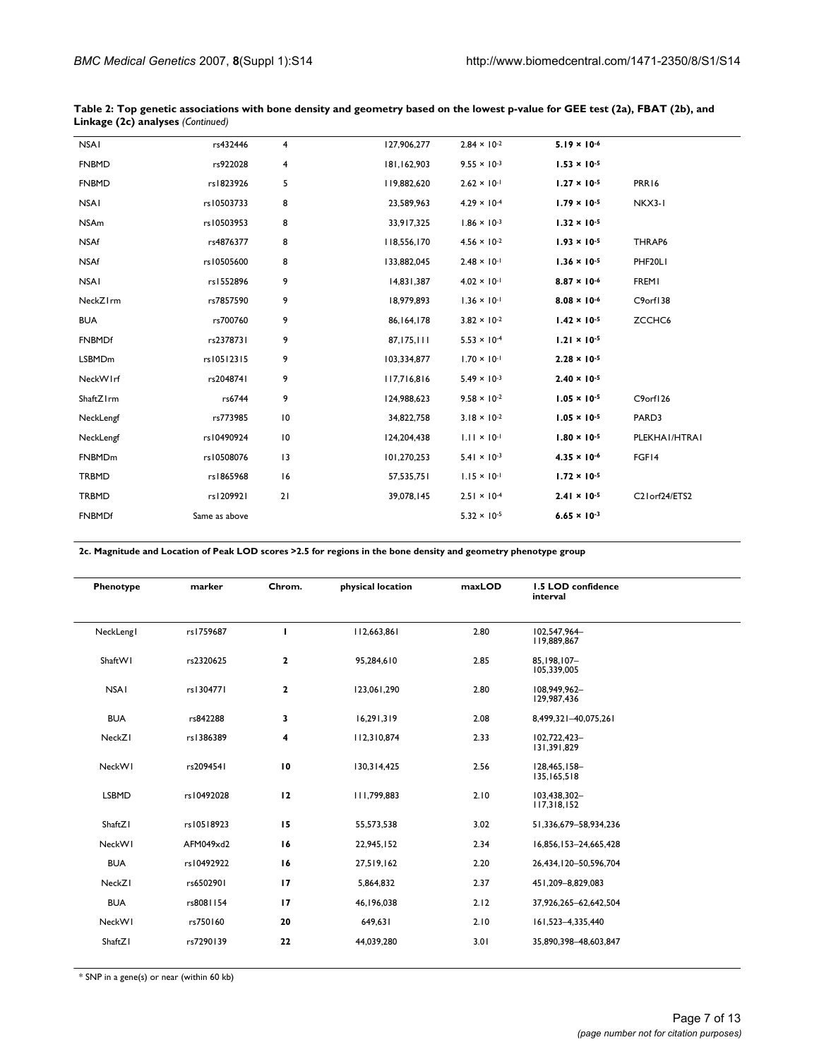**Table 2: Top genetic associations with bone density and geometry based on the lowest p-value for GEE test (2a), FBAT (2b), and Linkage (2c) analyses** *(Continued)*

| | | | | | | |
|---|---|---|---|---|---|---|
| NSAl | rs432446 | 4 | 127,906,277 | $2.84 \times 10^{-2}$ | **$5.19 \times 10^{-6}$** | |
| FNBMD | rs922028 | 4 | 181,162,903 | $9.55 \times 10^{-3}$ | **$1.53 \times 10^{-5}$** | |
| FNBMD | rs1823926 | 5 | 119,882,620 | $2.62 \times 10^{-1}$ | **$1.27 \times 10^{-5}$** | PRR16 |
| NSAl | rs10503733 | 8 | 23,589,963 | $4.29 \times 10^{-4}$ | **$1.79 \times 10^{-5}$** | NKX3-1 |
| NSAm | rs10503953 | 8 | 33,917,325 | $1.86 \times 10^{-3}$ | **$1.32 \times 10^{-5}$** | |
| NSAf | rs4876377 | 8 | 118,556,170 | $4.56 \times 10^{-2}$ | **$1.93 \times 10^{-5}$** | THRAP6 |
| NSAf | rs10505600 | 8 | 133,882,045 | $2.48 \times 10^{-1}$ | **$1.36 \times 10^{-5}$** | PHF20L1 |
| NSAl | rs1552896 | 9 | 14,831,387 | $4.02 \times 10^{-1}$ | **$8.87 \times 10^{-6}$** | FREM1 |
| NeckZ1rm | rs7857590 | 9 | 18,979,893 | $1.36 \times 10^{-1}$ | **$8.08 \times 10^{-6}$** | C9orf138 |
| BUA | rs700760 | 9 | 86,164,178 | $3.82 \times 10^{-2}$ | **$1.42 \times 10^{-5}$** | ZCCHC6 |
| FNBMDf | rs2378731 | 9 | 87,175,111 | $5.53 \times 10^{-4}$ | **$1.21 \times 10^{-5}$** | |
| LSBMDm | rs10512315 | 9 | 103,334,877 | $1.70 \times 10^{-1}$ | **$2.28 \times 10^{-5}$** | |
| NeckW1rf | rs2048741 | 9 | 117,716,816 | $5.49 \times 10^{-3}$ | **$2.40 \times 10^{-5}$** | |
| ShaftZ1rm | rs6744 | 9 | 124,988,623 | $9.58 \times 10^{-2}$ | **$1.05 \times 10^{-5}$** | C9orf126 |
| NeckLengf | rs773985 | 10 | 34,822,758 | $3.18 \times 10^{-2}$ | **$1.05 \times 10^{-5}$** | PARD3 |
| NeckLengf | rs10490924 | 10 | 124,204,438 | $1.11 \times 10^{-1}$ | **$1.80 \times 10^{-5}$** | PLEKHA1/HTRA1 |
| FNBMDm | rs10508076 | 13 | 101,270,253 | $5.41 \times 10^{-3}$ | **$4.35 \times 10^{-6}$** | FGF14 |
| TRBMD | rs1865968 | 16 | 57,535,751 | $1.15 \times 10^{-1}$ | **$1.72 \times 10^{-5}$** | |
| TRBMD | rs1209921 | 21 | 39,078,145 | $2.51 \times 10^{-4}$ | **$2.41 \times 10^{-5}$** | C21orf24/ETS2 |
| FNBMDf | Same as above | | | $5.32 \times 10^{-5}$ | **$6.65 \times 10^{-3}$** | |

**2c. Magnitude and Location of Peak LOD scores >2.5 for regions in the bone density and geometry phenotype group**

| Phenotype | marker | Chrom. | physical location | maxLOD | 1.5 LOD confidence interval |
|---|---|---|---|---|---|
| NeckLeng1 | rs1759687 | **1** | 112,663,861 | 2.80 | 102,547,964–119,889,867 |
| ShaftW1 | rs2320625 | **2** | 95,284,610 | 2.85 | 85,198,107–105,339,005 |
| NSA1 | rs1304771 | **2** | 123,061,290 | 2.80 | 108,949,962–129,987,436 |
| BUA | rs842288 | **3** | 16,291,319 | 2.08 | 8,499,321–40,075,261 |
| NeckZ1 | rs1386389 | **4** | 112,310,874 | 2.33 | 102,722,423–131,391,829 |
| NeckW1 | rs2094541 | **10** | 130,314,425 | 2.56 | 128,465,158–135,165,518 |
| LSBMD | rs10492028 | **12** | 111,799,883 | 2.10 | 103,438,302–117,318,152 |
| ShaftZ1 | rs10518923 | **15** | 55,573,538 | 3.02 | 51,336,679–58,934,236 |
| NeckW1 | AFM049xd2 | **16** | 22,945,152 | 2.34 | 16,856,153–24,665,428 |
| BUA | rs10492922 | **16** | 27,519,162 | 2.20 | 26,434,120–50,596,704 |
| NeckZ1 | rs6502901 | **17** | 5,864,832 | 2.37 | 451,209–8,829,083 |
| BUA | rs8081154 | **17** | 46,196,038 | 2.12 | 37,926,265–62,642,504 |
| NeckW1 | rs750160 | **20** | 649,631 | 2.10 | 161,523–4,335,440 |
| ShaftZ1 | rs7290139 | **22** | 44,039,280 | 3.01 | 35,890,398–48,603,847 |

* SNP in a gene(s) or near (within 60 kb)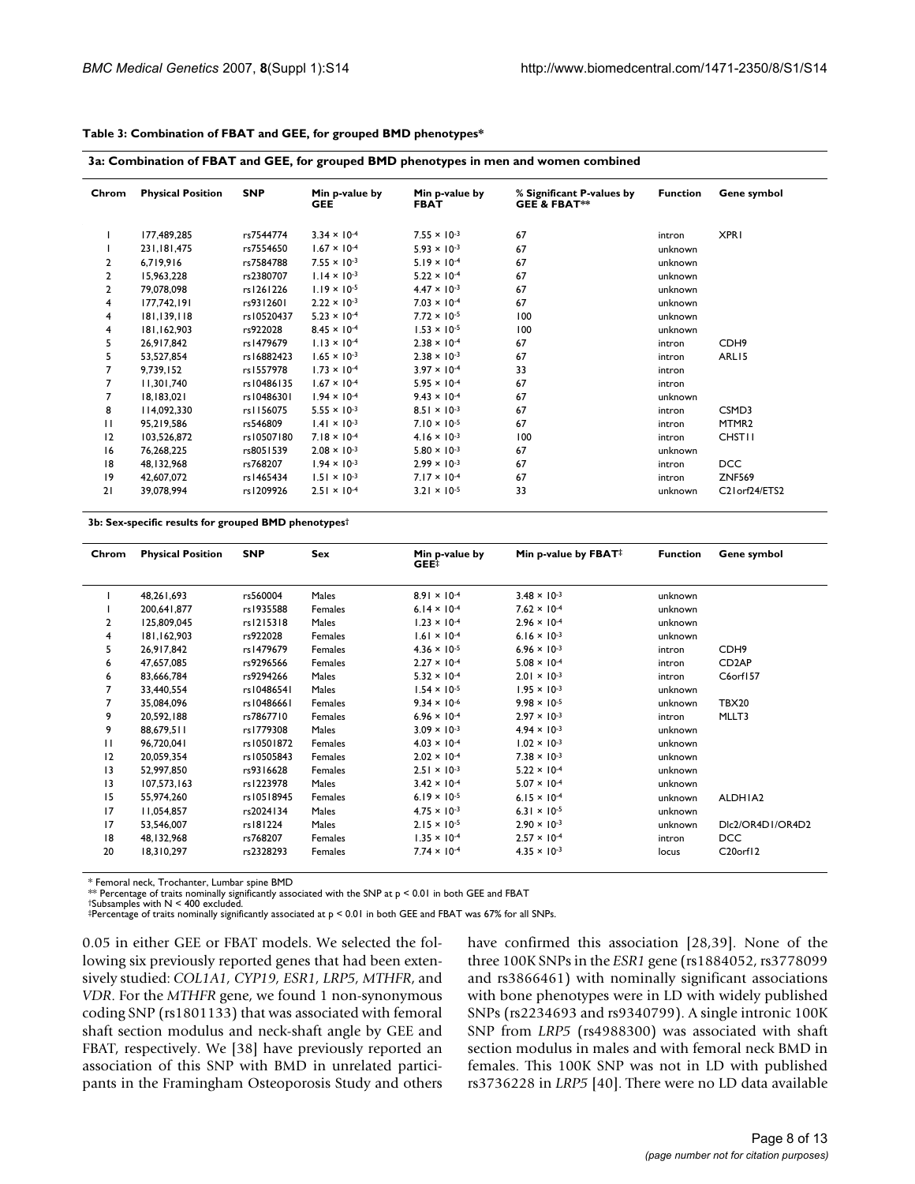**Table 3: Combination of FBAT and GEE, for grouped BMD phenotypes***

**3a: Combination of FBAT and GEE, for grouped BMD phenotypes in men and women combined**

| Chrom | Physical Position | SNP | Min p-value by GEE | Min p-value by FBAT | % Significant P-values by GEE & FBAT** | Function | Gene symbol |
|---|---|---|---|---|---|---|---|
| 1 | 177,489,285 | rs7544774 | $3.34 \times 10^{-4}$ | $7.55 \times 10^{-3}$ | 67 | intron | XPR1 |
| 1 | 231,181,475 | rs7554650 | $1.67 \times 10^{-4}$ | $5.93 \times 10^{-3}$ | 67 | unknown | |
| 2 | 6,719,916 | rs7584788 | $7.55 \times 10^{-3}$ | $5.19 \times 10^{-4}$ | 67 | unknown | |
| 2 | 15,963,228 | rs2380707 | $1.14 \times 10^{-3}$ | $5.22 \times 10^{-4}$ | 67 | unknown | |
| 2 | 79,078,098 | rs1261226 | $1.19 \times 10^{-5}$ | $4.47 \times 10^{-3}$ | 67 | unknown | |
| 4 | 177,742,191 | rs9312601 | $2.22 \times 10^{-3}$ | $7.03 \times 10^{-4}$ | 67 | unknown | |
| 4 | 181,139,118 | rs10520437 | $5.23 \times 10^{-4}$ | $7.72 \times 10^{-5}$ | 100 | unknown | |
| 4 | 181,162,903 | rs922028 | $8.45 \times 10^{-4}$ | $1.53 \times 10^{-5}$ | 100 | unknown | |
| 5 | 26,917,842 | rs1479679 | $1.13 \times 10^{-4}$ | $2.38 \times 10^{-4}$ | 67 | intron | CDH9 |
| 5 | 53,527,854 | rs16882423 | $1.65 \times 10^{-3}$ | $2.38 \times 10^{-3}$ | 67 | intron | ARL15 |
| 7 | 9,739,152 | rs1557978 | $1.73 \times 10^{-4}$ | $3.97 \times 10^{-4}$ | 33 | intron | |
| 7 | 11,301,740 | rs10486135 | $1.67 \times 10^{-4}$ | $5.95 \times 10^{-4}$ | 67 | intron | |
| 7 | 18,183,021 | rs10486301 | $1.94 \times 10^{-4}$ | $9.43 \times 10^{-4}$ | 67 | unknown | |
| 8 | 114,092,330 | rs1156075 | $5.55 \times 10^{-3}$ | $8.51 \times 10^{-3}$ | 67 | intron | CSMD3 |
| 11 | 95,219,586 | rs546809 | $1.41 \times 10^{-3}$ | $7.10 \times 10^{-5}$ | 67 | intron | MTMR2 |
| 12 | 103,526,872 | rs10507180 | $7.18 \times 10^{-4}$ | $4.16 \times 10^{-3}$ | 100 | intron | CHST11 |
| 16 | 76,268,225 | rs8051539 | $2.08 \times 10^{-3}$ | $5.80 \times 10^{-3}$ | 67 | unknown | |
| 18 | 48,132,968 | rs768207 | $1.94 \times 10^{-3}$ | $2.99 \times 10^{-3}$ | 67 | intron | DCC |
| 19 | 42,607,072 | rs1465434 | $1.51 \times 10^{-3}$ | $7.17 \times 10^{-4}$ | 67 | intron | ZNF569 |
| 21 | 39,078,994 | rs1209926 | $2.51 \times 10^{-4}$ | $3.21 \times 10^{-5}$ | 33 | unknown | C21orf24/ETS2 |

**3b: Sex-specific results for grouped BMD phenotypes†**

| Chrom | Physical Position | SNP | Sex | Min p-value by GEE‡ | Min p-value by FBAT‡ | Function | Gene symbol |
|---|---|---|---|---|---|---|---|
| 1 | 48,261,693 | rs560004 | Males | $8.91 \times 10^{-4}$ | $3.48 \times 10^{-3}$ | unknown | |
| 1 | 200,641,877 | rs1935588 | Females | $6.14 \times 10^{-4}$ | $7.62 \times 10^{-4}$ | unknown | |
| 2 | 125,809,045 | rs1215318 | Males | $1.23 \times 10^{-4}$ | $2.96 \times 10^{-4}$ | unknown | |
| 4 | 181,162,903 | rs922028 | Females | $1.61 \times 10^{-4}$ | $6.16 \times 10^{-3}$ | unknown | |
| 5 | 26,917,842 | rs1479679 | Females | $4.36 \times 10^{-5}$ | $6.96 \times 10^{-3}$ | intron | CDH9 |
| 6 | 47,657,085 | rs9296566 | Females | $2.27 \times 10^{-4}$ | $5.08 \times 10^{-4}$ | intron | CD2AP |
| 6 | 83,666,784 | rs9294266 | Males | $5.32 \times 10^{-4}$ | $2.01 \times 10^{-3}$ | intron | C6orf157 |
| 7 | 33,440,554 | rs10486541 | Males | $1.54 \times 10^{-5}$ | $1.95 \times 10^{-3}$ | unknown | |
| 7 | 35,084,096 | rs10486661 | Females | $9.34 \times 10^{-6}$ | $9.98 \times 10^{-5}$ | unknown | TBX20 |
| 9 | 20,592,188 | rs7867710 | Females | $6.96 \times 10^{-4}$ | $2.97 \times 10^{-3}$ | intron | MLLT3 |
| 9 | 88,679,511 | rs1779308 | Males | $3.09 \times 10^{-3}$ | $4.94 \times 10^{-3}$ | unknown | |
| 11 | 96,720,041 | rs10501872 | Females | $4.03 \times 10^{-4}$ | $1.02 \times 10^{-3}$ | unknown | |
| 12 | 20,059,354 | rs10505843 | Females | $2.02 \times 10^{-4}$ | $7.38 \times 10^{-3}$ | unknown | |
| 13 | 52,997,850 | rs9316628 | Females | $2.51 \times 10^{-3}$ | $5.22 \times 10^{-4}$ | unknown | |
| 13 | 107,573,163 | rs1223978 | Males | $3.42 \times 10^{-4}$ | $5.07 \times 10^{-4}$ | unknown | |
| 15 | 55,974,260 | rs10518945 | Females | $6.19 \times 10^{-5}$ | $6.15 \times 10^{-4}$ | unknown | ALDH1A2 |
| 17 | 11,054,857 | rs2024134 | Males | $4.75 \times 10^{-3}$ | $6.31 \times 10^{-5}$ | unknown | |
| 17 | 53,546,007 | rs181224 | Males | $2.15 \times 10^{-5}$ | $2.90 \times 10^{-3}$ | unknown | Dlc2/OR4D1/OR4D2 |
| 18 | 48,132,968 | rs768207 | Females | $1.35 \times 10^{-4}$ | $2.57 \times 10^{-4}$ | intron | DCC |
| 20 | 18,310,297 | rs2328293 | Females | $7.74 \times 10^{-4}$ | $4.35 \times 10^{-3}$ | locus | C20orf12 |

\* Femoral neck, Trochanter, Lumbar spine BMD
** Percentage of traits nominally significantly associated with the SNP at $p < 0.01$ in both GEE and FBAT
†Subsamples with $N < 400$ excluded.
‡Percentage of traits nominally significantly associated at $p < 0.01$ in both GEE and FBAT was 67% for all SNPs.

0.05 in either GEE or FBAT models. We selected the following six previously reported genes that had been extensively studied: *COL1A1*, *CYP19*, *ESR1*, *LRP5*, *MTHFR*, and *VDR*. For the *MTHFR* gene, we found 1 non-synonymous coding SNP (rs1801133) that was associated with femoral shaft section modulus and neck-shaft angle by GEE and FBAT, respectively. We [38] have previously reported an association of this SNP with BMD in unrelated participants in the Framingham Osteoporosis Study and others have confirmed this association [28,39]. None of the three 100K SNPs in the *ESR1* gene (rs1884052, rs3778099 and rs3866461) with nominally significant associations with bone phenotypes were in LD with widely published SNPs (rs2234693 and rs9340799). A single intronic 100K SNP from *LRP5* (rs4988300) was associated with shaft section modulus in males and with femoral neck BMD in females. This 100K SNP was not in LD with published rs3736228 in *LRP5* [40]. There were no LD data available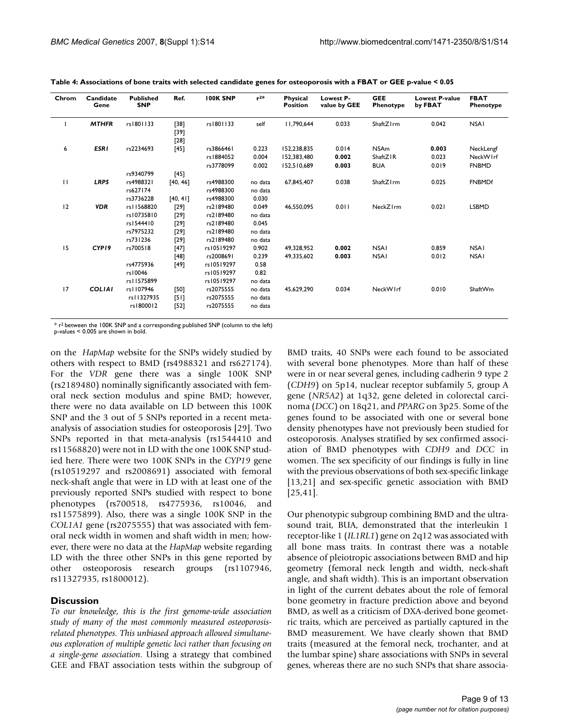**Table 4: Associations of bone traits with selected candidate genes for osteoporosis with a FBAT or GEE p-value < 0.05**

| Chrom | Candidate Gene | Published SNP | Ref. | 100K SNP | $r^{2*}$ | Physical Position | Lowest P-value by GEE | GEE Phenotype | Lowest P-value by FBAT | FBAT Phenotype |
|---|---|---|---|---|---|---|---|---|---|---|
| 1 | ***MTHFR*** | rs1801133 | [38] [39] [28] | rs1801133 | self | 11,790,644 | 0.033 | ShaftZ1rm | 0.042 | NSA1 |
| 6 | ***ESR1*** | rs2234693 | [45] | rs3866461 | 0.223 | 152,238,835 | 0.014 | NSAm | **0.003** | NeckLengf |
| | | | | rs1884052 | 0.004 | 152,383,480 | **0.002** | ShaftZ1R | 0.023 | NeckW1rf |
| | | | | rs3778099 | 0.002 | 152,510,689 | **0.003** | BUA | 0.019 | FNBMD |
| | | rs9340799 | [45] | | | | | | | |
| 11 | ***LRP5*** | rs4988321 | [40, 46] | rs4988300 | no data | 67,845,407 | 0.038 | ShaftZ1rm | 0.025 | FNBMDf |
| | | rs627174 | | rs4988300 | no data | | | | | |
| | | rs3736228 | [40, 41] | rs4988300 | 0.030 | | | | | |
| 12 | ***VDR*** | rs11568820 | [29] | rs2189480 | 0.049 | 46,550,095 | 0.011 | NeckZ1rm | 0.021 | LSBMD |
| | | rs10735810 | [29] | rs2189480 | no data | | | | | |
| | | rs1544410 | [29] | rs2189480 | 0.045 | | | | | |
| | | rs7975232 | [29] | rs2189480 | no data | | | | | |
| | | rs731236 | [29] | rs2189480 | no data | | | | | |
| 15 | ***CYP19*** | rs700518 | [47] | rs10519297 | 0.902 | 49,328,952 | **0.002** | NSA1 | 0.859 | NSA1 |
| | | | [48] | rs2008691 | 0.239 | 49,335,602 | **0.003** | NSA1 | 0.012 | NSA1 |
| | | rs4775936 | [49] | rs10519297 | 0.58 | | | | | |
| | | rs10046 | | rs10519297 | 0.82 | | | | | |
| | | rs11575899 | | rs10519297 | no data | | | | | |
| 17 | ***COL1A1*** | rs1107946 | [50] | rs2075555 | no data | 45,629,290 | 0.034 | NeckW1rf | 0.010 | ShaftWm |
| | | rs11327935 | [51] | rs2075555 | no data | | | | | |
| | | rs1800012 | [52] | rs2075555 | no data | | | | | |

\* $r^2$ between the 100K SNP and a corresponding published SNP (column to the left)
p-values < 0.005 are shown in bold.

on the *HapMap* website for the SNPs widely studied by others with respect to BMD (rs4988321 and rs627174). For the *VDR* gene there was a single 100K SNP (rs2189480) nominally significantly associated with femoral neck section modulus and spine BMD; however, there were no data available on LD between this 100K SNP and the 3 out of 5 SNPs reported in a recent meta-analysis of association studies for osteoporosis [29]. Two SNPs reported in that meta-analysis (rs1544410 and rs11568820) were not in LD with the one 100K SNP studied here. There were two 100K SNPs in the *CYP19* gene (rs10519297 and rs2008691) associated with femoral neck-shaft angle that were in LD with at least one of the previously reported SNPs studied with respect to bone phenotypes (rs700518, rs4775936, rs10046, and rs11575899). Also, there was a single 100K SNP in the *COL1A1* gene (rs2075555) that was associated with femoral neck width in women and shaft width in men; however, there were no data at the *HapMap* website regarding LD with the three other SNPs in this gene reported by other osteoporosis research groups (rs1107946, rs11327935, rs1800012).

## Discussion

*To our knowledge, this is the first genome-wide association study of many of the most commonly measured osteoporosis-related phenotypes. This unbiased approach allowed simultaneous exploration of multiple genetic loci rather than focusing on a single-gene association.* Using a strategy that combined GEE and FBAT association tests within the subgroup of BMD traits, 40 SNPs were each found to be associated with several bone phenotypes. More than half of these were in or near several genes, including cadherin 9 type 2 (*CDH9*) on 5p14, nuclear receptor subfamily 5, group A gene (*NR5A2*) at 1q32, gene deleted in colorectal carcinoma (*DCC*) on 18q21, and *PPARG* on 3p25. Some of the genes found to be associated with one or several bone density phenotypes have not previously been studied for osteoporosis. Analyses stratified by sex confirmed association of BMD phenotypes with *CDH9* and *DCC* in women. The sex specificity of our findings is fully in line with the previous observations of both sex-specific linkage [13,21] and sex-specific genetic association with BMD [25,41].

Our phenotypic subgroup combining BMD and the ultrasound trait, BUA, demonstrated that the interleukin 1 receptor-like 1 (*IL1RL1*) gene on 2q12 was associated with all bone mass traits. In contrast there was a notable absence of pleiotropic associations between BMD and hip geometry (femoral neck length and width, neck-shaft angle, and shaft width). This is an important observation in light of the current debates about the role of femoral bone geometry in fracture prediction above and beyond BMD, as well as a criticism of DXA-derived bone geometric traits, which are perceived as partially captured in the BMD measurement. We have clearly shown that BMD traits (measured at the femoral neck, trochanter, and at the lumbar spine) share associations with SNPs in several genes, whereas there are no such SNPs that share associa-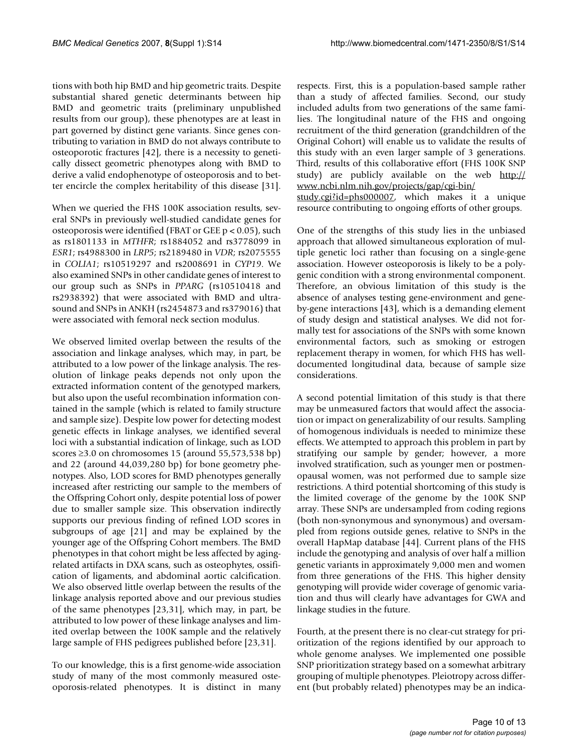tions with both hip BMD and hip geometric traits. Despite substantial shared genetic determinants between hip BMD and geometric traits (preliminary unpublished results from our group), these phenotypes are at least in part governed by distinct gene variants. Since genes contributing to variation in BMD do not always contribute to osteoporotic fractures [42], there is a necessity to genetically dissect geometric phenotypes along with BMD to derive a valid endophenotype of osteoporosis and to better encircle the complex heritability of this disease [31].

When we queried the FHS 100K association results, several SNPs in previously well-studied candidate genes for osteoporosis were identified (FBAT or GEE $p < 0.05$), such as rs1801133 in *MTHFR*; rs1884052 and rs3778099 in *ESR1*; rs4988300 in *LRP5*; rs2189480 in *VDR*; rs2075555 in *COLIA1*; rs10519297 and rs2008691 in *CYP19*. We also examined SNPs in other candidate genes of interest to our group such as SNPs in *PPARG* (rs10510418 and rs2938392) that were associated with BMD and ultrasound and SNPs in ANKH (rs2454873 and rs379016) that were associated with femoral neck section modulus.

We observed limited overlap between the results of the association and linkage analyses, which may, in part, be attributed to a low power of the linkage analysis. The resolution of linkage peaks depends not only upon the extracted information content of the genotyped markers, but also upon the useful recombination information contained in the sample (which is related to family structure and sample size). Despite low power for detecting modest genetic effects in linkage analyses, we identified several loci with a substantial indication of linkage, such as LOD scores ≥3.0 on chromosomes 15 (around 55,573,538 bp) and 22 (around 44,039,280 bp) for bone geometry phenotypes. Also, LOD scores for BMD phenotypes generally increased after restricting our sample to the members of the Offspring Cohort only, despite potential loss of power due to smaller sample size. This observation indirectly supports our previous finding of refined LOD scores in subgroups of age [21] and may be explained by the younger age of the Offspring Cohort members. The BMD phenotypes in that cohort might be less affected by aging-related artifacts in DXA scans, such as osteophytes, ossification of ligaments, and abdominal aortic calcification. We also observed little overlap between the results of the linkage analysis reported above and our previous studies of the same phenotypes [23,31], which may, in part, be attributed to low power of these linkage analyses and limited overlap between the 100K sample and the relatively large sample of FHS pedigrees published before [23,31].

To our knowledge, this is a first genome-wide association study of many of the most commonly measured osteoporosis-related phenotypes. It is distinct in many respects. First, this is a population-based sample rather than a study of affected families. Second, our study included adults from two generations of the same families. The longitudinal nature of the FHS and ongoing recruitment of the third generation (grandchildren of the Original Cohort) will enable us to validate the results of this study with an even larger sample of 3 generations. Third, results of this collaborative effort (FHS 100K SNP study) are publicly available on the web http://www.ncbi.nlm.nih.gov/projects/gap/cgi-bin/study.cgi?id=phs000007, which makes it a unique resource contributing to ongoing efforts of other groups.

One of the strengths of this study lies in the unbiased approach that allowed simultaneous exploration of multiple genetic loci rather than focusing on a single-gene association. However osteoporosis is likely to be a polygenic condition with a strong environmental component. Therefore, an obvious limitation of this study is the absence of analyses testing gene-environment and gene-by-gene interactions [43], which is a demanding element of study design and statistical analyses. We did not formally test for associations of the SNPs with some known environmental factors, such as smoking or estrogen replacement therapy in women, for which FHS has well-documented longitudinal data, because of sample size considerations.

A second potential limitation of this study is that there may be unmeasured factors that would affect the association or impact on generalizability of our results. Sampling of homogenous individuals is needed to minimize these effects. We attempted to approach this problem in part by stratifying our sample by gender; however, a more involved stratification, such as younger men or postmenopausal women, was not performed due to sample size restrictions. A third potential shortcoming of this study is the limited coverage of the genome by the 100K SNP array. These SNPs are undersampled from coding regions (both non-synonymous and synonymous) and oversampled from regions outside genes, relative to SNPs in the overall HapMap database [44]. Current plans of the FHS include the genotyping and analysis of over half a million genetic variants in approximately 9,000 men and women from three generations of the FHS. This higher density genotyping will provide wider coverage of genomic variation and thus will clearly have advantages for GWA and linkage studies in the future.

Fourth, at the present there is no clear-cut strategy for prioritization of the regions identified by our approach to whole genome analyses. We implemented one possible SNP prioritization strategy based on a somewhat arbitrary grouping of multiple phenotypes. Pleiotropy across different (but probably related) phenotypes may be an indica-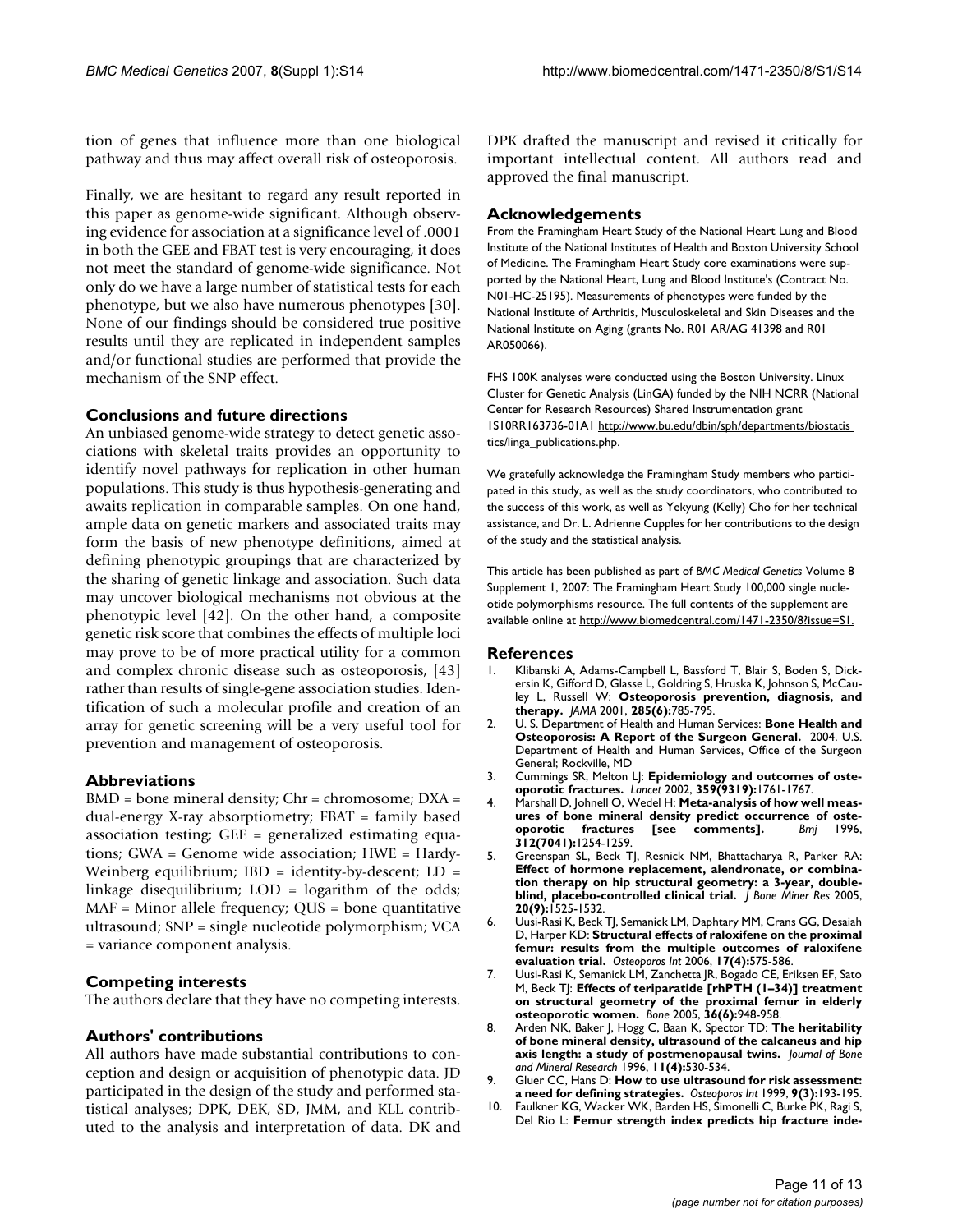tion of genes that influence more than one biological pathway and thus may affect overall risk of osteoporosis.

Finally, we are hesitant to regard any result reported in this paper as genome-wide significant. Although observing evidence for association at a significance level of .0001 in both the GEE and FBAT test is very encouraging, it does not meet the standard of genome-wide significance. Not only do we have a large number of statistical tests for each phenotype, but we also have numerous phenotypes [30]. None of our findings should be considered true positive results until they are replicated in independent samples and/or functional studies are performed that provide the mechanism of the SNP effect.

## Conclusions and future directions

An unbiased genome-wide strategy to detect genetic associations with skeletal traits provides an opportunity to identify novel pathways for replication in other human populations. This study is thus hypothesis-generating and awaits replication in comparable samples. On one hand, ample data on genetic markers and associated traits may form the basis of new phenotype definitions, aimed at defining phenotypic groupings that are characterized by the sharing of genetic linkage and association. Such data may uncover biological mechanisms not obvious at the phenotypic level [42]. On the other hand, a composite genetic risk score that combines the effects of multiple loci may prove to be of more practical utility for a common and complex chronic disease such as osteoporosis, [43] rather than results of single-gene association studies. Identification of such a molecular profile and creation of an array for genetic screening will be a very useful tool for prevention and management of osteoporosis.

## Abbreviations

BMD = bone mineral density; Chr = chromosome; DXA = dual-energy X-ray absorptiometry; FBAT = family based association testing; GEE = generalized estimating equations; GWA = Genome wide association; HWE = Hardy-Weinberg equilibrium; IBD = identity-by-descent; LD = linkage disequilibrium; LOD = logarithm of the odds; MAF = Minor allele frequency; QUS = bone quantitative ultrasound; SNP = single nucleotide polymorphism; VCA = variance component analysis.

## Competing interests

The authors declare that they have no competing interests.

## Authors' contributions

All authors have made substantial contributions to conception and design or acquisition of phenotypic data. JD participated in the design of the study and performed statistical analyses; DPK, DEK, SD, JMM, and KLL contributed to the analysis and interpretation of data. DK and DPK drafted the manuscript and revised it critically for important intellectual content. All authors read and approved the final manuscript.

## Acknowledgements

From the Framingham Heart Study of the National Heart Lung and Blood Institute of the National Institutes of Health and Boston University School of Medicine. The Framingham Heart Study core examinations were supported by the National Heart, Lung and Blood Institute's (Contract No. N01-HC-25195). Measurements of phenotypes were funded by the National Institute of Arthritis, Musculoskeletal and Skin Diseases and the National Institute on Aging (grants No. R01 AR/AG 41398 and R01 AR050066).

FHS 100K analyses were conducted using the Boston University. Linux Cluster for Genetic Analysis (LinGA) funded by the NIH NCRR (National Center for Research Resources) Shared Instrumentation grant 1S10RR163736-01A1 http://www.bu.edu/dbin/sph/departments/biostatistics/linga_publications.php.

We gratefully acknowledge the Framingham Study members who participated in this study, as well as the study coordinators, who contributed to the success of this work, as well as Yekyung (Kelly) Cho for her technical assistance, and Dr. L. Adrienne Cupples for her contributions to the design of the study and the statistical analysis.

This article has been published as part of *BMC Medical Genetics* Volume 8 Supplement 1, 2007: The Framingham Heart Study 100,000 single nucleotide polymorphisms resource. The full contents of the supplement are available online at http://www.biomedcentral.com/1471-2350/8?issue=S1.

## References

1. Klibanski A, Adams-Campbell L, Bassford T, Blair S, Boden S, Dickersin K, Gifford D, Glasse L, Goldring S, Hruska K, Johnson S, McCauley L, Russell W: **Osteoporosis prevention, diagnosis, and therapy.** *JAMA* 2001, **285(6):**785-795.
2. U. S. Department of Health and Human Services: **Bone Health and Osteoporosis: A Report of the Surgeon General.** 2004. U.S. Department of Health and Human Services, Office of the Surgeon General; Rockville, MD
3. Cummings SR, Melton LJ: **Epidemiology and outcomes of osteoporotic fractures.** *Lancet* 2002, **359(9319):**1761-1767.
4. Marshall D, Johnell O, Wedel H: **Meta-analysis of how well measures of bone mineral density predict occurrence of osteoporotic fractures [see comments].** *Bmj* 1996, **312(7041):**1254-1259.
5. Greenspan SL, Beck TJ, Resnick NM, Bhattacharya R, Parker RA: **Effect of hormone replacement, alendronate, or combination therapy on hip structural geometry: a 3-year, double-blind, placebo-controlled clinical trial.** *J Bone Miner Res* 2005, **20(9):**1525-1532.
6. Uusi-Rasi K, Beck TJ, Semanick LM, Daphtary MM, Crans GG, Desaiah D, Harper KD: **Structural effects of raloxifene on the proximal femur: results from the multiple outcomes of raloxifene evaluation trial.** *Osteoporos Int* 2006, **17(4):**575-586.
7. Uusi-Rasi K, Semanick LM, Zanchetta JR, Bogado CE, Eriksen EF, Sato M, Beck TJ: **Effects of teriparatide [rhPTH (1–34)] treatment on structural geometry of the proximal femur in elderly osteoporotic women.** *Bone* 2005, **36(6):**948-958.
8. Arden NK, Baker J, Hogg C, Baan K, Spector TD: **The heritability of bone mineral density, ultrasound of the calcaneus and hip axis length: a study of postmenopausal twins.** *Journal of Bone and Mineral Research* 1996, **11(4):**530-534.
9. Gluer CC, Hans D: **How to use ultrasound for risk assessment: a need for defining strategies.** *Osteoporos Int* 1999, **9(3):**193-195.
10. Faulkner KG, Wacker WK, Barden HS, Simonelli C, Burke PK, Ragi S, Del Rio L: **Femur strength index predicts hip fracture inde-**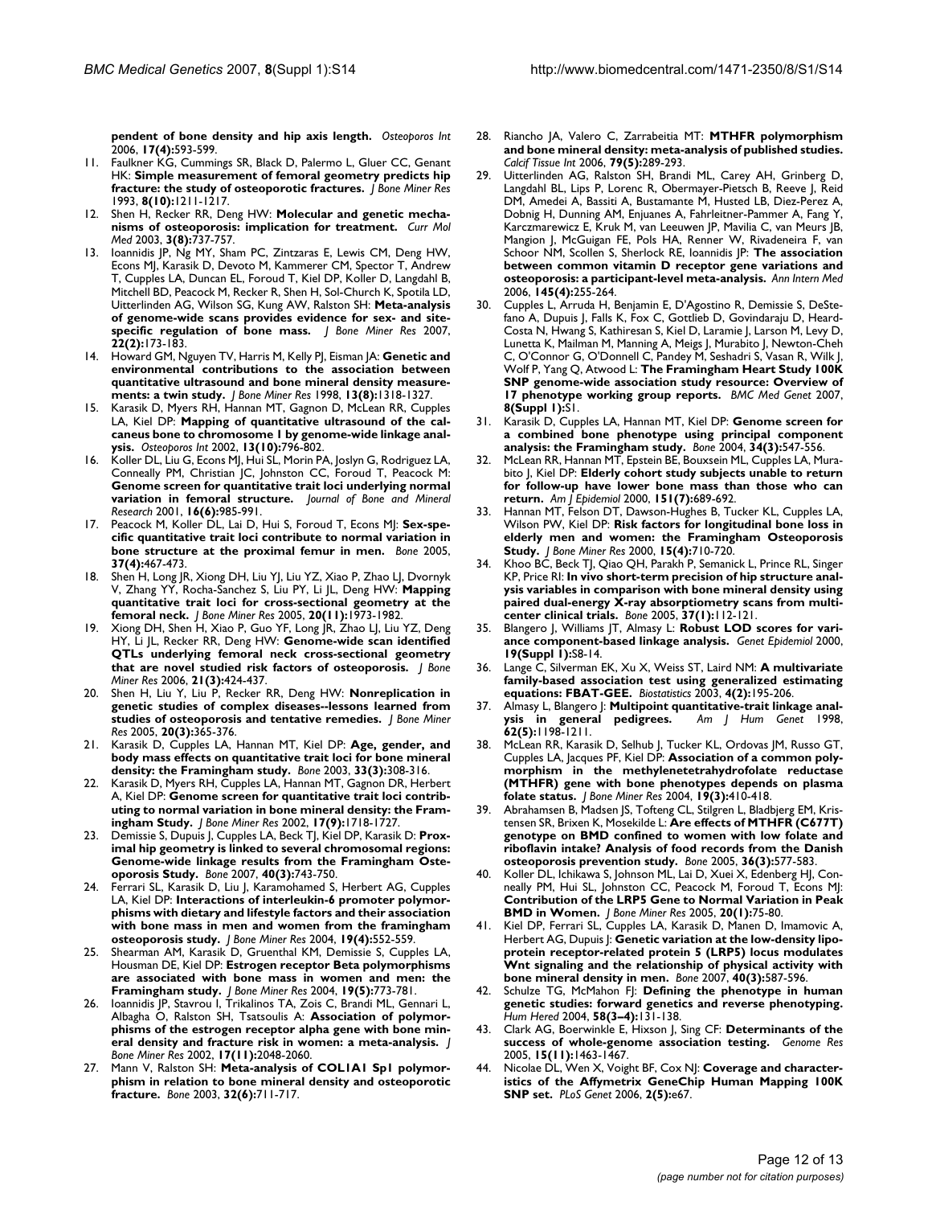**pendent of bone density and hip axis length.** *Osteoporos Int* 2006, **17(4):**593-599.

11. Faulkner KG, Cummings SR, Black D, Palermo L, Gluer CC, Genant HK: **Simple measurement of femoral geometry predicts hip fracture: the study of osteoporotic fractures.** *J Bone Miner Res* 1993, **8(10):**1211-1217.
12. Shen H, Recker RR, Deng HW: **Molecular and genetic mechanisms of osteoporosis: implication for treatment.** *Curr Mol Med* 2003, **3(8):**737-757.
13. Ioannidis JP, Ng MY, Sham PC, Zintzaras E, Lewis CM, Deng HW, Econs MJ, Karasik D, Devoto M, Kammerer CM, Spector T, Andrew T, Cupples LA, Duncan EL, Foroud T, Kiel DP, Koller D, Langdahl B, Mitchell BD, Peacock M, Recker R, Shen H, Sol-Church K, Spotila LD, Uitterlinden AG, Wilson SG, Kung AW, Ralston SH: **Meta-analysis of genome-wide scans provides evidence for sex- and site-specific regulation of bone mass.** *J Bone Miner Res* 2007, **22(2):**173-183.
14. Howard GM, Nguyen TV, Harris M, Kelly PJ, Eisman JA: **Genetic and environmental contributions to the association between quantitative ultrasound and bone mineral density measurements: a twin study.** *J Bone Miner Res* 1998, **13(8):**1318-1327.
15. Karasik D, Myers RH, Hannan MT, Gagnon D, McLean RR, Cupples LA, Kiel DP: **Mapping of quantitative ultrasound of the calcaneus bone to chromosome 1 by genome-wide linkage analysis.** *Osteoporos Int* 2002, **13(10):**796-802.
16. Koller DL, Liu G, Econs MJ, Hui SL, Morin PA, Joslyn G, Rodriguez LA, Conneally PM, Christian JC, Johnston CC, Foroud T, Peacock M: **Genome screen for quantitative trait loci underlying normal variation in femoral structure.** *Journal of Bone and Mineral Research* 2001, **16(6):**985-991.
17. Peacock M, Koller DL, Lai D, Hui S, Foroud T, Econs MJ: **Sex-specific quantitative trait loci contribute to normal variation in bone structure at the proximal femur in men.** *Bone* 2005, **37(4):**467-473.
18. Shen H, Long JR, Xiong DH, Liu YJ, Liu YZ, Xiao P, Zhao LJ, Dvornyk V, Zhang YY, Rocha-Sanchez S, Liu PY, Li JL, Deng HW: **Mapping quantitative trait loci for cross-sectional geometry at the femoral neck.** *J Bone Miner Res* 2005, **20(11):**1973-1982.
19. Xiong DH, Shen H, Xiao P, Guo YF, Long JR, Zhao LJ, Liu YZ, Deng HY, Li JL, Recker RR, Deng HW: **Genome-wide scan identified QTLs underlying femoral neck cross-sectional geometry that are novel studied risk factors of osteoporosis.** *J Bone Miner Res* 2006, **21(3):**424-437.
20. Shen H, Liu Y, Liu P, Recker RR, Deng HW: **Nonreplication in genetic studies of complex diseases--lessons learned from studies of osteoporosis and tentative remedies.** *J Bone Miner Res* 2005, **20(3):**365-376.
21. Karasik D, Cupples LA, Hannan MT, Kiel DP: **Age, gender, and body mass effects on quantitative trait loci for bone mineral density: the Framingham study.** *Bone* 2003, **33(3):**308-316.
22. Karasik D, Myers RH, Cupples LA, Hannan MT, Gagnon DR, Herbert A, Kiel DP: **Genome screen for quantitative trait loci contributing to normal variation in bone mineral density: the Framingham Study.** *J Bone Miner Res* 2002, **17(9):**1718-1727.
23. Demissie S, Dupuis J, Cupples LA, Beck TJ, Kiel DP, Karasik D: **Proximal hip geometry is linked to several chromosomal regions: Genome-wide linkage results from the Framingham Osteoporosis Study.** *Bone* 2007, **40(3):**743-750.
24. Ferrari SL, Karasik D, Liu J, Karamohamed S, Herbert AG, Cupples LA, Kiel DP: **Interactions of interleukin-6 promoter polymorphisms with dietary and lifestyle factors and their association with bone mass in men and women from the framingham osteoporosis study.** *J Bone Miner Res* 2004, **19(4):**552-559.
25. Shearman AM, Karasik D, Gruenthal KM, Demissie S, Cupples LA, Housman DE, Kiel DP: **Estrogen receptor Beta polymorphisms are associated with bone mass in women and men: the Framingham study.** *J Bone Miner Res* 2004, **19(5):**773-781.
26. Ioannidis JP, Stavrou I, Trikalinos TA, Zois C, Brandi ML, Gennari L, Albagha O, Ralston SH, Tsatsoulis A: **Association of polymorphisms of the estrogen receptor alpha gene with bone mineral density and fracture risk in women: a meta-analysis.** *J Bone Miner Res* 2002, **17(11):**2048-2060.
27. Mann V, Ralston SH: **Meta-analysis of COL1A1 Sp1 polymorphism in relation to bone mineral density and osteoporotic fracture.** *Bone* 2003, **32(6):**711-717.
28. Riancho JA, Valero C, Zarrabeitia MT: **MTHFR polymorphism and bone mineral density: meta-analysis of published studies.** *Calcif Tissue Int* 2006, **79(5):**289-293.
29. Uitterlinden AG, Ralston SH, Brandi ML, Carey AH, Grinberg D, Langdahl BL, Lips P, Lorenc R, Obermayer-Pietsch B, Reeve J, Reid DM, Amedei A, Bassiti A, Bustamante M, Husted LB, Diez-Perez A, Dobnig H, Dunning AM, Enjuanes A, Fahrleitner-Pammer A, Fang Y, Karczmarewicz E, Kruk M, van Leeuwen JP, Mavilia C, van Meurs JB, Mangion J, McGuigan FE, Pols HA, Renner W, Rivadeneira F, van Schoor NM, Scollen S, Sherlock RE, Ioannidis JP: **The association between common vitamin D receptor gene variations and osteoporosis: a participant-level meta-analysis.** *Ann Intern Med* 2006, **145(4):**255-264.
30. Cupples L, Arruda H, Benjamin E, D'Agostino R, Demissie S, DeStefano A, Dupuis J, Falls K, Fox C, Gottlieb D, Govindaraju D, Heard-Costa N, Hwang S, Kathiresan S, Kiel D, Laramie J, Larson M, Levy D, Lunetta K, Mailman M, Manning A, Meigs J, Murabito J, Newton-Cheh C, O'Connor G, O'Donnell C, Pandey M, Seshadri S, Vasan R, Wilk J, Wolf P, Yang Q, Atwood L: **The Framingham Heart Study 100K SNP genome-wide association study resource: Overview of 17 phenotype working group reports.** *BMC Med Genet* 2007, **8(Suppl 1):**S1.
31. Karasik D, Cupples LA, Hannan MT, Kiel DP: **Genome screen for a combined bone phenotype using principal component analysis: the Framingham study.** *Bone* 2004, **34(3):**547-556.
32. McLean RR, Hannan MT, Epstein BE, Bouxsein ML, Cupples LA, Murabito J, Kiel DP: **Elderly cohort study subjects unable to return for follow-up have lower bone mass than those who can return.** *Am J Epidemiol* 2000, **151(7):**689-692.
33. Hannan MT, Felson DT, Dawson-Hughes B, Tucker KL, Cupples LA, Wilson PW, Kiel DP: **Risk factors for longitudinal bone loss in elderly men and women: the Framingham Osteoporosis Study.** *J Bone Miner Res* 2000, **15(4):**710-720.
34. Khoo BC, Beck TJ, Qiao QH, Parakh P, Semanick L, Prince RL, Singer KP, Price RI: **In vivo short-term precision of hip structure analysis variables in comparison with bone mineral density using paired dual-energy X-ray absorptiometry scans from multi-center clinical trials.** *Bone* 2005, **37(1):**112-121.
35. Blangero J, Williams JT, Almasy L: **Robust LOD scores for variance component-based linkage analysis.** *Genet Epidemiol* 2000, **19(Suppl 1):**S8-14.
36. Lange C, Silverman EK, Xu X, Weiss ST, Laird NM: **A multivariate family-based association test using generalized estimating equations: FBAT-GEE.** *Biostatistics* 2003, **4(2):**195-206.
37. Almasy L, Blangero J: **Multipoint quantitative-trait linkage analysis in general pedigrees.** *Am J Hum Genet* 1998, **62(5):**1198-1211.
38. McLean RR, Karasik D, Selhub J, Tucker KL, Ordovas JM, Russo GT, Cupples LA, Jacques PF, Kiel DP: **Association of a common polymorphism in the methylenetetrahydrofolate reductase (MTHFR) gene with bone phenotypes depends on plasma folate status.** *J Bone Miner Res* 2004, **19(3):**410-418.
39. Abrahamsen B, Madsen JS, Tofteng CL, Stilgren L, Bladbjerg EM, Kristensen SR, Brixen K, Mosekilde L: **Are effects of MTHFR (C677T) genotype on BMD confined to women with low folate and riboflavin intake? Analysis of food records from the Danish osteoporosis prevention study.** *Bone* 2005, **36(3):**577-583.
40. Koller DL, Ichikawa S, Johnson ML, Lai D, Xuei X, Edenberg HJ, Conneally PM, Hui SL, Johnston CC, Peacock M, Foroud T, Econs MJ: **Contribution of the LRP5 Gene to Normal Variation in Peak BMD in Women.** *J Bone Miner Res* 2005, **20(1):**75-80.
41. Kiel DP, Ferrari SL, Cupples LA, Karasik D, Manen D, Imamovic A, Herbert AG, Dupuis J: **Genetic variation at the low-density lipoprotein receptor-related protein 5 (LRP5) locus modulates Wnt signaling and the relationship of physical activity with bone mineral density in men.** *Bone* 2007, **40(3):**587-596.
42. Schulze TG, McMahon FJ: **Defining the phenotype in human genetic studies: forward genetics and reverse phenotyping.** *Hum Hered* 2004, **58(3–4):**131-138.
43. Clark AG, Boerwinkle E, Hixson J, Sing CF: **Determinants of the success of whole-genome association testing.** *Genome Res* 2005, **15(11):**1463-1467.
44. Nicolae DL, Wen X, Voight BF, Cox NJ: **Coverage and characteristics of the Affymetrix GeneChip Human Mapping 100K SNP set.** *PLoS Genet* 2006, **2(5):**e67.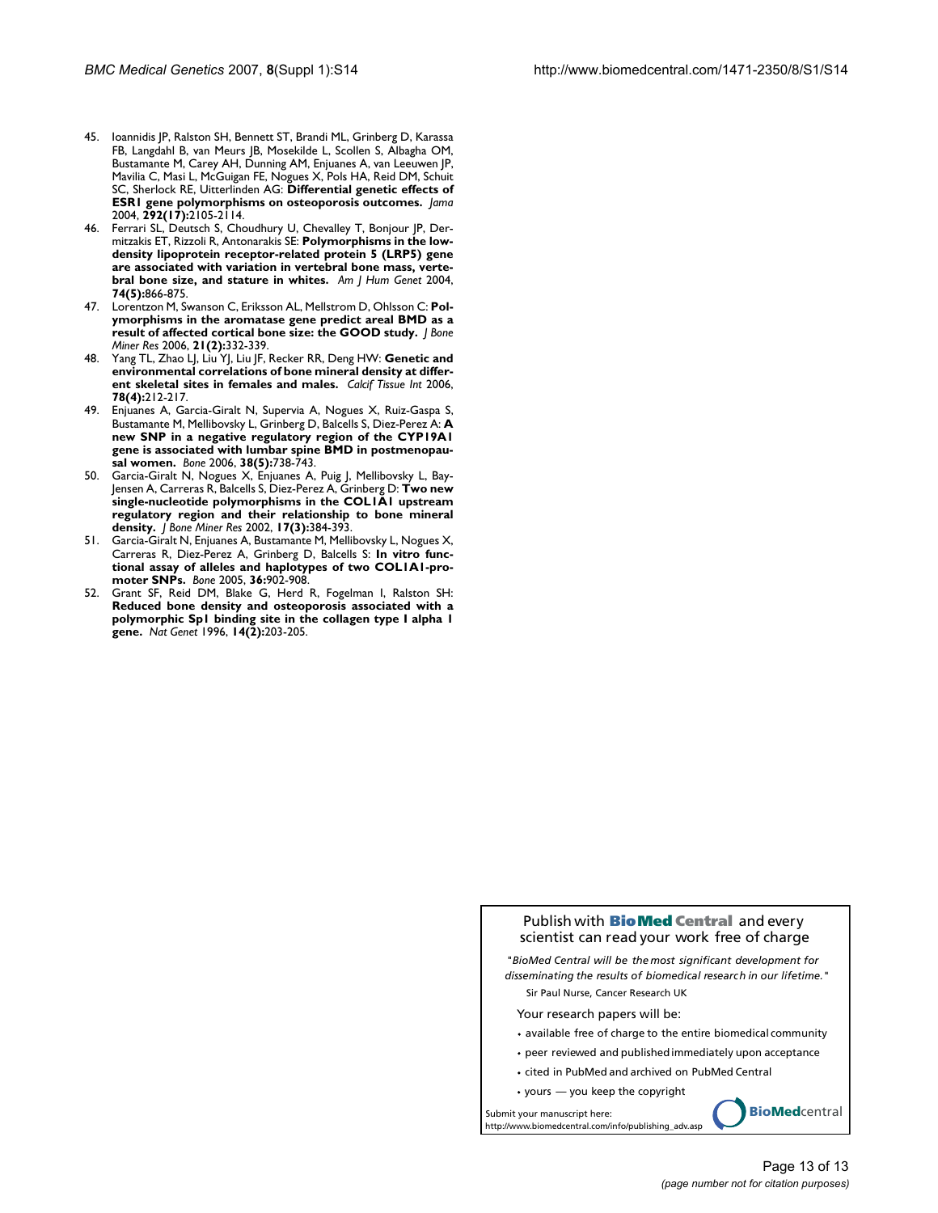45. Ioannidis JP, Ralston SH, Bennett ST, Brandi ML, Grinberg D, Karassa FB, Langdahl B, van Meurs JB, Mosekilde L, Scollen S, Albagha OM, Bustamante M, Carey AH, Dunning AM, Enjuanes A, van Leeuwen JP, Mavilia C, Masi L, McGuigan FE, Nogues X, Pols HA, Reid DM, Schuit SC, Sherlock RE, Uitterlinden AG: **Differential genetic effects of ESR1 gene polymorphisms on osteoporosis outcomes.** *Jama* 2004, **292(17):**2105-2114.
46. Ferrari SL, Deutsch S, Choudhury U, Chevalley T, Bonjour JP, Dermitzakis ET, Rizzoli R, Antonarakis SE: **Polymorphisms in the low-density lipoprotein receptor-related protein 5 (LRP5) gene are associated with variation in vertebral bone mass, vertebral bone size, and stature in whites.** *Am J Hum Genet* 2004, **74(5):**866-875.
47. Lorentzon M, Swanson C, Eriksson AL, Mellstrom D, Ohlsson C: **Polymorphisms in the aromatase gene predict areal BMD as a result of affected cortical bone size: the GOOD study.** *J Bone Miner Res* 2006, **21(2):**332-339.
48. Yang TL, Zhao LJ, Liu YJ, Liu JF, Recker RR, Deng HW: **Genetic and environmental correlations of bone mineral density at different skeletal sites in females and males.** *Calcif Tissue Int* 2006, **78(4):**212-217.
49. Enjuanes A, Garcia-Giralt N, Supervia A, Nogues X, Ruiz-Gaspa S, Bustamante M, Mellibovsky L, Grinberg D, Balcells S, Diez-Perez A: **A new SNP in a negative regulatory region of the CYP19A1 gene is associated with lumbar spine BMD in postmenopausal women.** *Bone* 2006, **38(5):**738-743.
50. Garcia-Giralt N, Nogues X, Enjuanes A, Puig J, Mellibovsky L, Bay-Jensen A, Carreras R, Balcells S, Diez-Perez A, Grinberg D: **Two new single-nucleotide polymorphisms in the COL1A1 upstream regulatory region and their relationship to bone mineral density.** *J Bone Miner Res* 2002, **17(3):**384-393.
51. Garcia-Giralt N, Enjuanes A, Bustamante M, Mellibovsky L, Nogues X, Carreras R, Diez-Perez A, Grinberg D, Balcells S: **In vitro functional assay of alleles and haplotypes of two COL1A1-promoter SNPs.** *Bone* 2005, **36:**902-908.
52. Grant SF, Reid DM, Blake G, Herd R, Fogelman I, Ralston SH: **Reduced bone density and osteoporosis associated with a polymorphic Sp1 binding site in the collagen type I alpha 1 gene.** *Nat Genet* 1996, **14(2):**203-205.

Publish with **BioMed Central** and every scientist can read your work free of charge

*"BioMed Central will be the most significant development for disseminating the results of biomedical research in our lifetime."*
Sir Paul Nurse, Cancer Research UK

Your research papers will be:

- available free of charge to the entire biomedical community
- peer reviewed and published immediately upon acceptance
- cited in PubMed and archived on PubMed Central
- yours — you keep the copyright

Submit your manuscript here:
http://www.biomedcentral.com/info/publishing_adv.asp

**BioMed**central